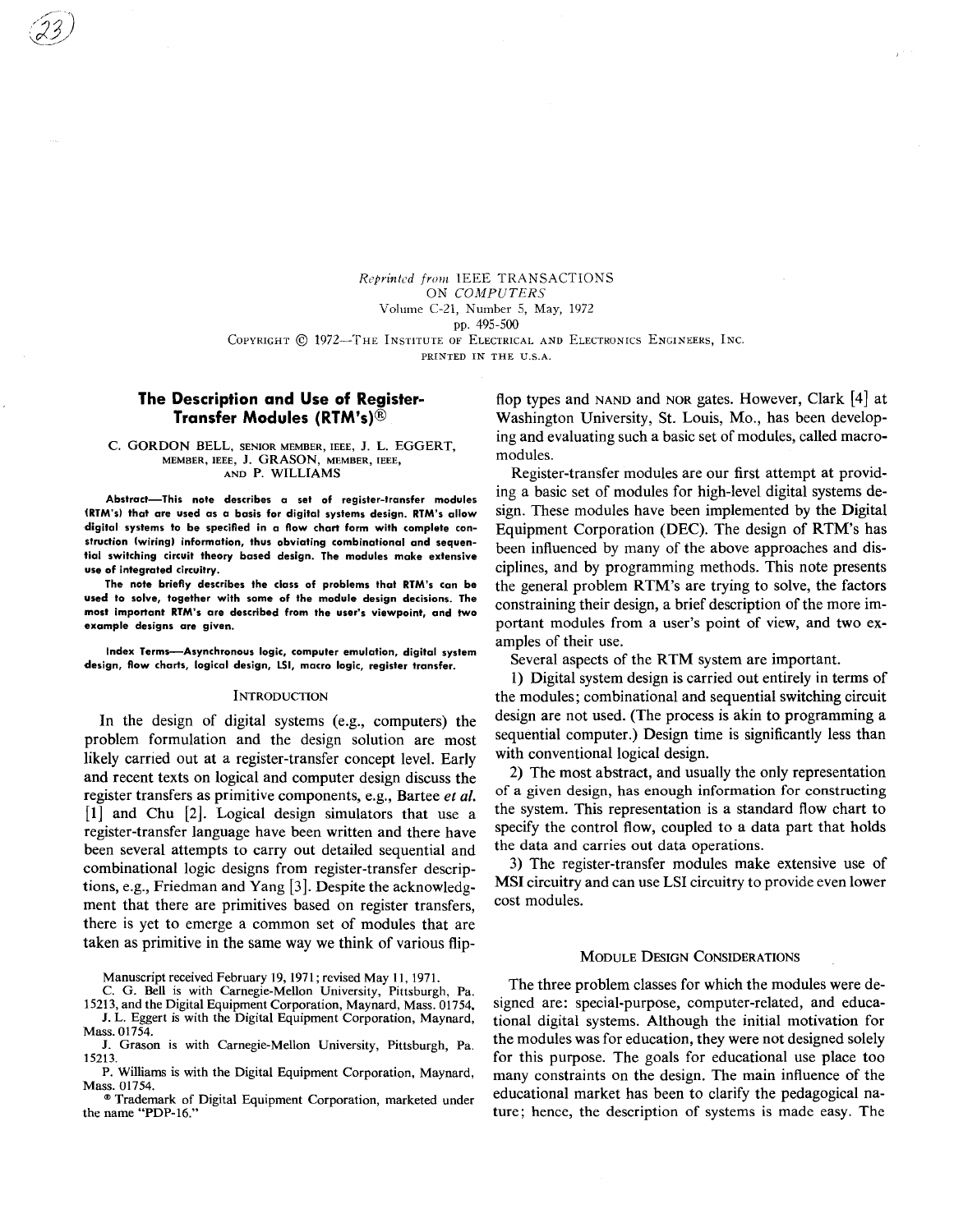*Reprinted from* IEEE TRANSACTIONS
ON *COMPUTERS*
Volume C-21, Number 5, May, 1972
pp. 495-500
COPYRIGHT © 1972—THE INSTITUTE OF ELECTRICAL AND ELECTRONICS ENGINEERS, INC.
PRINTED IN THE U.S.A.

# The Description and Use of Register-Transfer Modules (RTM's)®

C. GORDON BELL, SENIOR MEMBER, IEEE, J. L. EGGERT, MEMBER, IEEE, J. GRASON, MEMBER, IEEE, AND P. WILLIAMS

**Abstract—This note describes a set of register-transfer modules (RTM's) that are used as a basis for digital systems design. RTM's allow digital systems to be specified in a flow chart form with complete construction (wiring) information, thus obviating combinational and sequential switching circuit theory based design. The modules make extensive use of integrated circuitry.**

**The note briefly describes the class of problems that RTM's can be used to solve, together with some of the module design decisions. The most important RTM's are described from the user's viewpoint, and two example designs are given.**

**Index Terms—Asynchronous logic, computer emulation, digital system design, flow charts, logical design, LSI, macro logic, register transfer.**

## INTRODUCTION

In the design of digital systems (e.g., computers) the problem formulation and the design solution are most likely carried out at a register-transfer concept level. Early and recent texts on logical and computer design discuss the register transfers as primitive components, e.g., Bartee *et al.* [1] and Chu [2]. Logical design simulators that use a register-transfer language have been written and there have been several attempts to carry out detailed sequential and combinational logic designs from register-transfer descriptions, e.g., Friedman and Yang [3]. Despite the acknowledgment that there are primitives based on register transfers, there is yet to emerge a common set of modules that are taken as primitive in the same way we think of various flip-flop types and NAND and NOR gates. However, Clark [4] at Washington University, St. Louis, Mo., has been developing and evaluating such a basic set of modules, called macromodules.

Register-transfer modules are our first attempt at providing a basic set of modules for high-level digital systems design. These modules have been implemented by the Digital Equipment Corporation (DEC). The design of RTM's has been influenced by many of the above approaches and disciplines, and by programming methods. This note presents the general problem RTM's are trying to solve, the factors constraining their design, a brief description of the more important modules from a user's point of view, and two examples of their use.

Several aspects of the RTM system are important.

1) Digital system design is carried out entirely in terms of the modules; combinational and sequential switching circuit design are not used. (The process is akin to programming a sequential computer.) Design time is significantly less than with conventional logical design.

2) The most abstract, and usually the only representation of a given design, has enough information for constructing the system. This representation is a standard flow chart to specify the control flow, coupled to a data part that holds the data and carries out data operations.

3) The register-transfer modules make extensive use of MSI circuitry and can use LSI circuitry to provide even lower cost modules.

## MODULE DESIGN CONSIDERATIONS

The three problem classes for which the modules were designed are: special-purpose, computer-related, and educational digital systems. Although the initial motivation for the modules was for education, they were not designed solely for this purpose. The goals for educational use place too many constraints on the design. The main influence of the educational market has been to clarify the pedagogical nature; hence, the description of systems is made easy. The

Manuscript received February 19, 1971; revised May 11, 1971.

C. G. Bell is with Carnegie-Mellon University, Pittsburgh, Pa. 15213, and the Digital Equipment Corporation, Maynard, Mass. 01754.

J. L. Eggert is with the Digital Equipment Corporation, Maynard, Mass. 01754.

J. Grason is with Carnegie-Mellon University, Pittsburgh, Pa. 15213.

P. Williams is with the Digital Equipment Corporation, Maynard, Mass. 01754.

® Trademark of Digital Equipment Corporation, marketed under the name "PDP-16."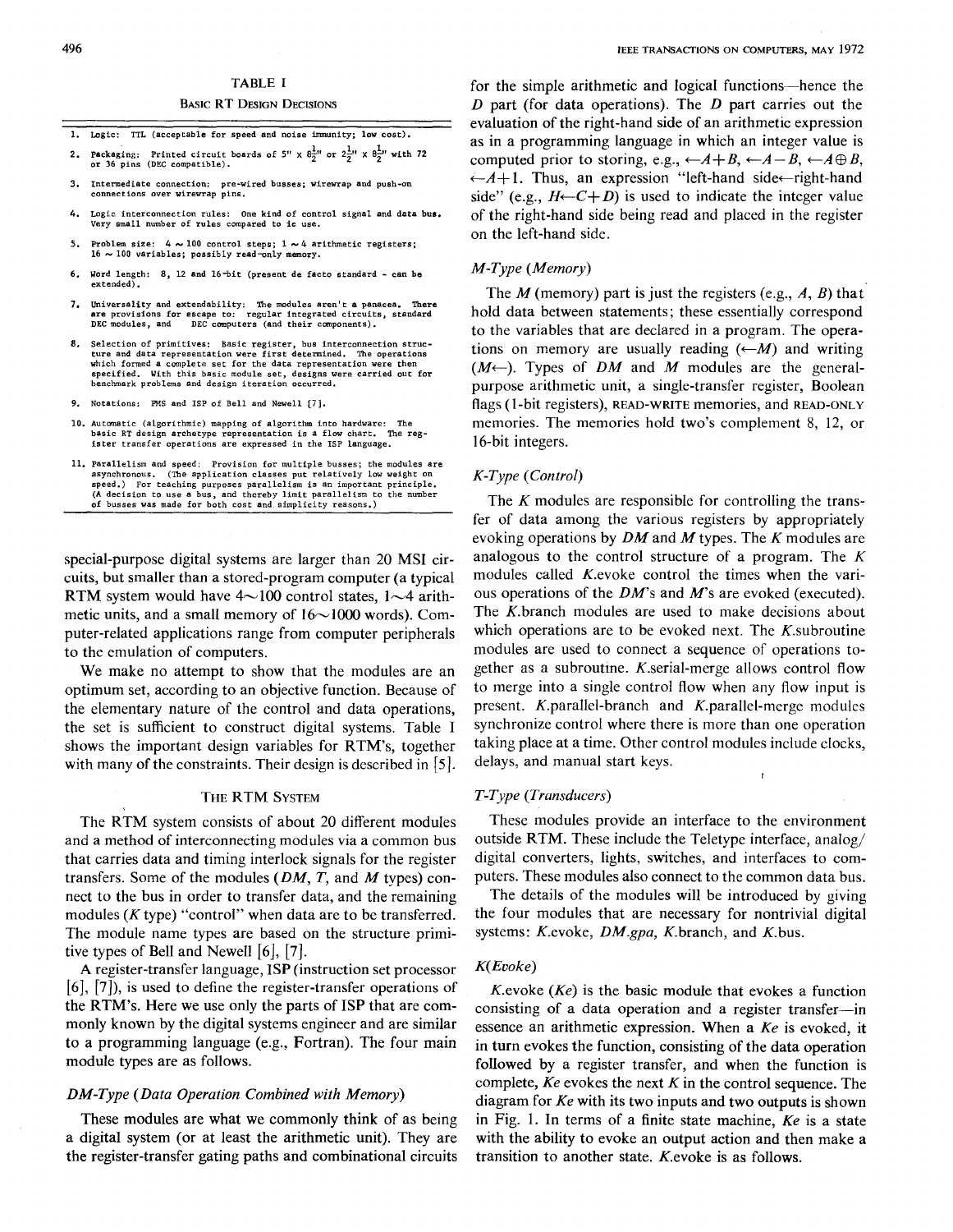TABLE I

BASIC RT DESIGN DECISIONS

1. Logic: TTL (acceptable for speed and noise immunity; low cost).
2. Packaging: Printed circuit boards of 5" x $8\frac{1}{2}$" or $2\frac{1}{2}$" x $8\frac{1}{2}$" with 72 or 36 pins (DEC compatible).
3. Intermediate connection: pre-wired busses; wirewrap and push-on connections over wirewrap pins.
4. Logic interconnection rules: One kind of control signal and data bus. Very small number of rules compared to ic use.
5. Problem size: 4 ~ 100 control steps; 1 ~ 4 arithmetic registers; 16 ~ 100 variables; possibly read-only memory.
6. Word length: 8, 12 and 16-bit (present de facto standard - can be extended).
7. Universality and extendability: The modules aren't a panacea. There are provisions for escape to: regular integrated circuits, standard DEC modules, and DEC computers (and their components).
8. Selection of primitives: Basic register, bus interconnection structure and data representation were first determined. The operations which formed a complete set for the data representation were then specified. With this basic module set, designs were carried out for benchmark problems and design iteration occurred.
9. Notations: PMS and ISP of Bell and Newell [7].
10. Automatic (algorithmic) mapping of algorithm into hardware: The basic RT design archetype representation is a flow chart. The register transfer operations are expressed in the ISP language.
11. Parallelism and speed: Provision for multiple busses; the modules are asynchronous. (The application classes put relatively low weight on speed.) For teaching purposes parallelism is an important principle. (A decision to use a bus, and thereby limit parallelism to the number of busses was made for both cost and simplicity reasons.)

special-purpose digital systems are larger than 20 MSI circuits, but smaller than a stored-program computer (a typical RTM system would have 4~100 control states, 1~4 arithmetic units, and a small memory of 16~1000 words). Computer-related applications range from computer peripherals to the emulation of computers.

We make no attempt to show that the modules are an optimum set, according to an objective function. Because of the elementary nature of the control and data operations, the set is sufficient to construct digital systems. Table I shows the important design variables for RTM's, together with many of the constraints. Their design is described in [5].

## THE RTM SYSTEM

The RTM system consists of about 20 different modules and a method of interconnecting modules via a common bus that carries data and timing interlock signals for the register transfers. Some of the modules (*DM*, *T*, and *M* types) connect to the bus in order to transfer data, and the remaining modules (*K* type) "control" when data are to be transferred. The module name types are based on the structure primitive types of Bell and Newell [6], [7].

A register-transfer language, ISP (instruction set processor [6], [7]), is used to define the register-transfer operations of the RTM's. Here we use only the parts of ISP that are commonly known by the digital systems engineer and are similar to a programming language (e.g., Fortran). The four main module types are as follows.

### *DM-Type (Data Operation Combined with Memory)*

These modules are what we commonly think of as being a digital system (or at least the arithmetic unit). They are the register-transfer gating paths and combinational circuits for the simple arithmetic and logical functions—hence the *D* part (for data operations). The *D* part carries out the evaluation of the right-hand side of an arithmetic expression as in a programming language in which an integer value is computed prior to storing, e.g., $\leftarrow A+B$, $\leftarrow A-B$, $\leftarrow A \oplus B$, $\leftarrow A+1$. Thus, an expression "left-hand side$\leftarrow$right-hand side" (e.g., $H \leftarrow C+D$) is used to indicate the integer value of the right-hand side being read and placed in the register on the left-hand side.

### *M-Type (Memory)*

The *M* (memory) part is just the registers (e.g., *A*, *B*) that hold data between statements; these essentially correspond to the variables that are declared in a program. The operations on memory are usually reading ($\leftarrow M$) and writing ($M \leftarrow$). Types of *DM* and *M* modules are the general-purpose arithmetic unit, a single-transfer register, Boolean flags (1-bit registers), READ-WRITE memories, and READ-ONLY memories. The memories hold two's complement 8, 12, or 16-bit integers.

### *K-Type (Control)*

The *K* modules are responsible for controlling the transfer of data among the various registers by appropriately evoking operations by *DM* and *M* types. The *K* modules are analogous to the control structure of a program. The *K* modules called *K*.evoke control the times when the various operations of the *DM*'s and *M*'s are evoked (executed). The *K*.branch modules are used to make decisions about which operations are to be evoked next. The *K*.subroutine modules are used to connect a sequence of operations together as a subroutine. *K*.serial-merge allows control flow to merge into a single control flow when any flow input is present. *K*.parallel-branch and *K*.parallel-merge modules synchronize control where there is more than one operation taking place at a time. Other control modules include clocks, delays, and manual start keys.

### *T-Type (Transducers)*

These modules provide an interface to the environment outside RTM. These include the Teletype interface, analog/digital converters, lights, switches, and interfaces to computers. These modules also connect to the common data bus.

The details of the modules will be introduced by giving the four modules that are necessary for nontrivial digital systems: *K*.evoke, *DM.gpa*, *K*.branch, and *K*.bus.

### *K(Evoke)*

*K*.evoke (*Ke*) is the basic module that evokes a function consisting of a data operation and a register transfer—in essence an arithmetic expression. When a *Ke* is evoked, it in turn evokes the function, consisting of the data operation followed by a register transfer, and when the function is complete, *Ke* evokes the next *K* in the control sequence. The diagram for *Ke* with its two inputs and two outputs is shown in Fig. 1. In terms of a finite state machine, *Ke* is a state with the ability to evoke an output action and then make a transition to another state. *K*.evoke is as follows.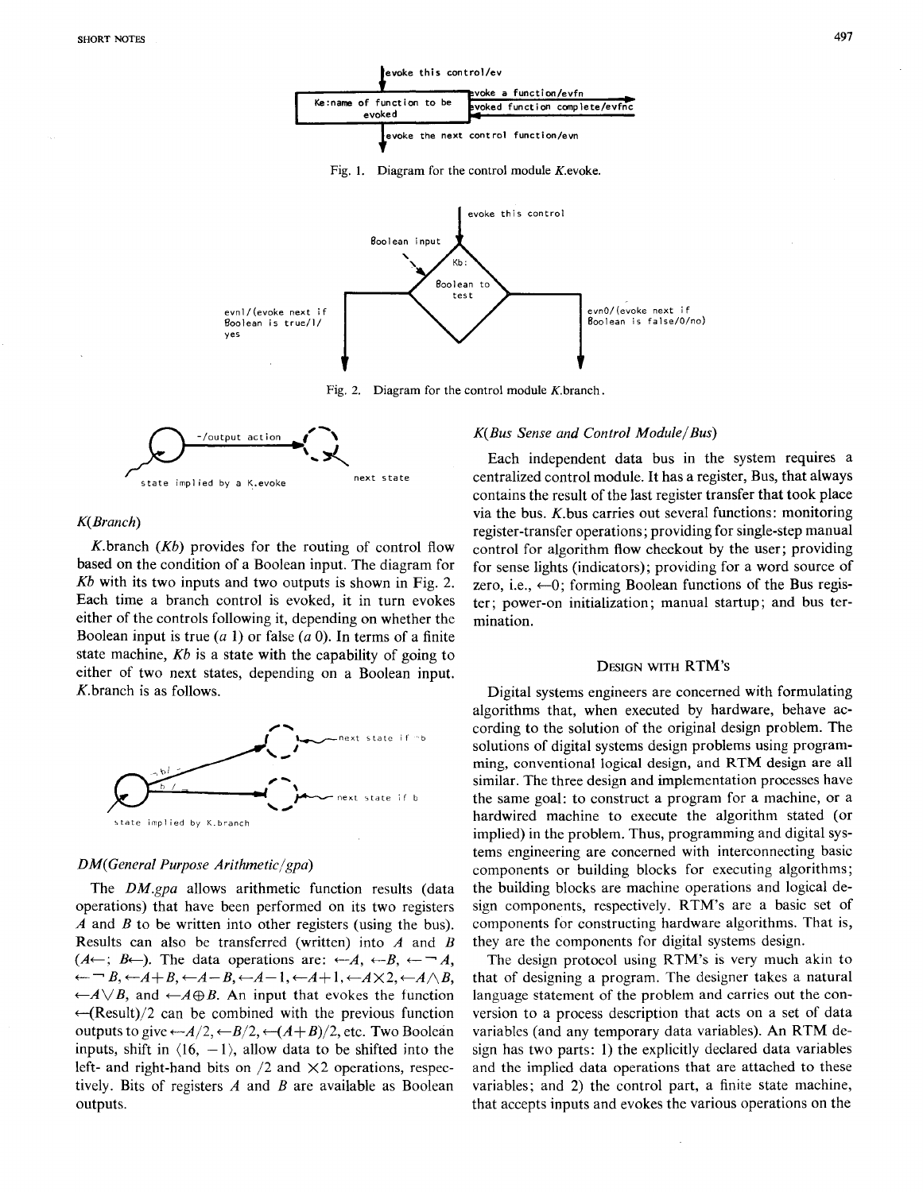evoke this control/ev

Ke:name of function to be evoked

evoke a function/evfn

evoked function complete/evfnc

evoke the next control function/evn

Fig. 1. Diagram for the control module *K*.evoke.

evoke this control

Boolean input

Kb: Boolean to test

evn1/(evoke next if Boolean is true/1/ yes

evn0/(evoke next if Boolean is false/0/no)

Fig. 2. Diagram for the control module *K*.branch.

-/output action

state implied by a K.evoke

next state

### *K(Branch)*

*K*.branch (*Kb*) provides for the routing of control flow based on the condition of a Boolean input. The diagram for *Kb* with its two inputs and two outputs is shown in Fig. 2. Each time a branch control is evoked, it in turn evokes either of the controls following it, depending on whether the Boolean input is true (*a* 1) or false (*a* 0). In terms of a finite state machine, *Kb* is a state with the capability of going to either of two next states, depending on a Boolean input. *K*.branch is as follows.

next state if ¬b

¬b/

b/

next state if b

state implied by K.branch

### *DM(General Purpose Arithmetic/gpa)*

The *DM.gpa* allows arithmetic function results (data operations) that have been performed on its two registers *A* and *B* to be written into other registers (using the bus). Results can also be transferred (written) into *A* and *B* ($A\leftarrow$; $B\leftarrow$). The data operations are: $\leftarrow A$, $\leftarrow B$, $\leftarrow \neg A$, $\leftarrow \neg B$, $\leftarrow A+B$, $\leftarrow A-B$, $\leftarrow A-1$, $\leftarrow A+1$, $\leftarrow A\times 2$, $\leftarrow A\wedge B$, $\leftarrow A\vee B$, and $\leftarrow A\oplus B$. An input that evokes the function $\leftarrow$(Result)/2 can be combined with the previous function outputs to give $\leftarrow A/2$, $\leftarrow B/2$, $\leftarrow (A+B)/2$, etc. Two Boolean inputs, shift in $\langle 16, -1\rangle$, allow data to be shifted into the left- and right-hand bits on /2 and $\times 2$ operations, respectively. Bits of registers *A* and *B* are available as Boolean outputs.

### *K(Bus Sense and Control Module/Bus)*

Each independent data bus in the system requires a centralized control module. It has a register, Bus, that always contains the result of the last register transfer that took place via the bus. *K*.bus carries out several functions: monitoring register-transfer operations; providing for single-step manual control for algorithm flow checkout by the user; providing for sense lights (indicators); providing for a word source of zero, i.e., $\leftarrow 0$; forming Boolean functions of the Bus register; power-on initialization; manual startup; and bus termination.

## DESIGN WITH RTM'S

Digital systems engineers are concerned with formulating algorithms that, when executed by hardware, behave according to the solution of the original design problem. The solutions of digital systems design problems using programming, conventional logical design, and RTM design are all similar. The three design and implementation processes have the same goal: to construct a program for a machine, or a hardwired machine to execute the algorithm stated (or implied) in the problem. Thus, programming and digital systems engineering are concerned with interconnecting basic components or building blocks for executing algorithms; the building blocks are machine operations and logical design components, respectively. RTM's are a basic set of components for constructing hardware algorithms. That is, they are the components for digital systems design.

The design protocol using RTM's is very much akin to that of designing a program. The designer takes a natural language statement of the problem and carries out the conversion to a process description that acts on a set of data variables (and any temporary data variables). An RTM design has two parts: 1) the explicitly declared data variables and the implied data operations that are attached to these variables; and 2) the control part, a finite state machine, that accepts inputs and evokes the various operations on the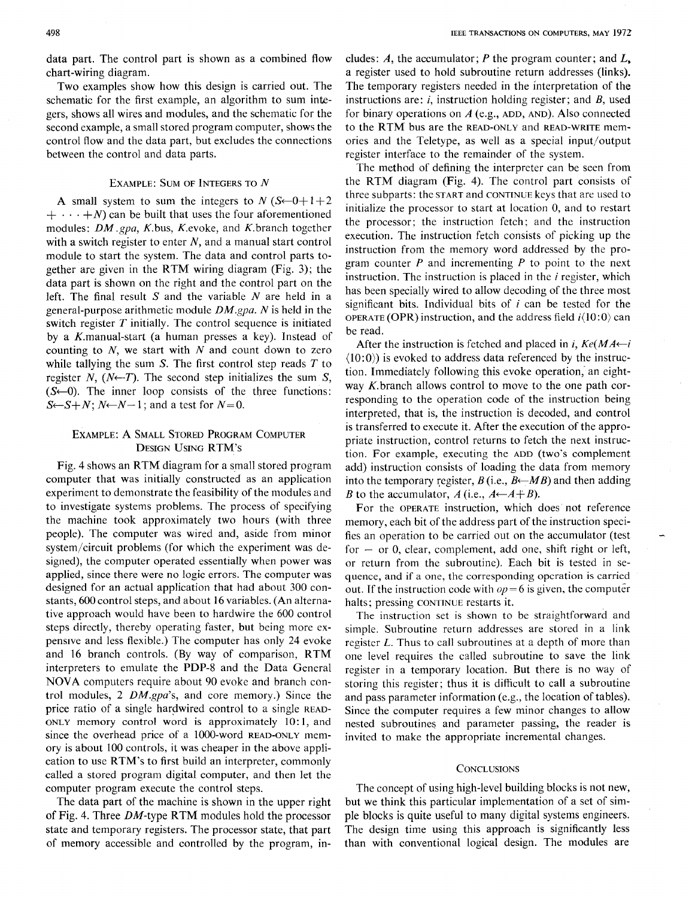data part. The control part is shown as a combined flow chart-wiring diagram.

Two examples show how this design is carried out. The schematic for the first example, an algorithm to sum integers, shows all wires and modules, and the schematic for the second example, a small stored program computer, shows the control flow and the data part, but excludes the connections between the control and data parts.

## Example: Sum of Integers to $N$

A small system to sum the integers to $N$ ($S \leftarrow 0+1+2+\cdots+N$) can be built that uses the four aforementioned modules: *DM.gpa*, *K*.bus, *K*.evoke, and *K*.branch together with a switch register to enter $N$, and a manual start control module to start the system. The data and control parts together are given in the RTM wiring diagram (Fig. 3); the data part is shown on the right and the control part on the left. The final result $S$ and the variable $N$ are held in a general-purpose arithmetic module *DM.gpa*. $N$ is held in the switch register $T$ initially. The control sequence is initiated by a *K*.manual-start (a human presses a key). Instead of counting to $N$, we start with $N$ and count down to zero while tallying the sum $S$. The first control step reads $T$ to register $N$, ($N \leftarrow T$). The second step initializes the sum $S$, ($S \leftarrow 0$). The inner loop consists of the three functions: $S \leftarrow S+N$; $N \leftarrow N-1$; and a test for $N=0$.

## Example: A Small Stored Program Computer Design Using RTM's

Fig. 4 shows an RTM diagram for a small stored program computer that was initially constructed as an application experiment to demonstrate the feasibility of the modules and to investigate systems problems. The process of specifying the machine took approximately two hours (with three people). The computer was wired and, aside from minor system/circuit problems (for which the experiment was designed), the computer operated essentially when power was applied, since there were no logic errors. The computer was designed for an actual application that had about 300 constants, 600 control steps, and about 16 variables. (An alternative approach would have been to hardwire the 600 control steps directly, thereby operating faster, but being more expensive and less flexible.) The computer has only 24 evoke and 16 branch controls. (By way of comparison, RTM interpreters to emulate the PDP-8 and the Data General NOVA computers require about 90 evoke and branch control modules, 2 *DM.gpa*'s, and core memory.) Since the price ratio of a single hardwired control to a single READ-ONLY memory control word is approximately 10:1, and since the overhead price of a 1000-word READ-ONLY memory is about 100 controls, it was cheaper in the above application to use RTM's to first build an interpreter, commonly called a stored program digital computer, and then let the computer program execute the control steps.

The data part of the machine is shown in the upper right of Fig. 4. Three *DM*-type RTM modules hold the processor state and temporary registers. The processor state, that part of memory accessible and controlled by the program, includes: $A$, the accumulator; $P$ the program counter; and $L$, a register used to hold subroutine return addresses (links). The temporary registers needed in the interpretation of the instructions are: $i$, instruction holding register; and $B$, used for binary operations on $A$ (e.g., ADD, AND). Also connected to the RTM bus are the READ-ONLY and READ-WRITE memories and the Teletype, as well as a special input/output register interface to the remainder of the system.

The method of defining the interpreter can be seen from the RTM diagram (Fig. 4). The control part consists of three subparts: the START and CONTINUE keys that are used to initialize the processor to start at location 0, and to restart the processor; the instruction fetch; and the instruction execution. The instruction fetch consists of picking up the instruction from the memory word addressed by the program counter $P$ and incrementing $P$ to point to the next instruction. The instruction is placed in the $i$ register, which has been specially wired to allow decoding of the three most significant bits. Individual bits of $i$ can be tested for the OPERATE (OPR) instruction, and the address field $i\langle 10:0\rangle$ can be read.

After the instruction is fetched and placed in $i$, $Ke(MA \leftarrow i\langle 10:0\rangle)$ is evoked to address data referenced by the instruction. Immediately following this evoke operation, an eight-way *K*.branch allows control to move to the one path corresponding to the operation code of the instruction being interpreted, that is, the instruction is decoded, and control is transferred to execute it. After the execution of the appropriate instruction, control returns to fetch the next instruction. For example, executing the ADD (two's complement add) instruction consists of loading the data from memory into the temporary register, $B$ (i.e., $B \leftarrow MB$) and then adding $B$ to the accumulator, $A$ (i.e., $A \leftarrow A+B$).

For the OPERATE instruction, which does not reference memory, each bit of the address part of the instruction specifies an operation to be carried out on the accumulator (test for $-$ or 0, clear, complement, add one, shift right or left, or return from the subroutine). Each bit is tested in sequence, and if a one, the corresponding operation is carried out. If the instruction code with $op=6$ is given, the computer halts; pressing CONTINUE restarts it.

The instruction set is shown to be straightforward and simple. Subroutine return addresses are stored in a link register $L$. Thus to call subroutines at a depth of more than one level requires the called subroutine to save the link register in a temporary location. But there is no way of storing this register; thus it is difficult to call a subroutine and pass parameter information (e.g., the location of tables). Since the computer requires a few minor changes to allow nested subroutines and parameter passing, the reader is invited to make the appropriate incremental changes.

## Conclusions

The concept of using high-level building blocks is not new, but we think this particular implementation of a set of simple blocks is quite useful to many digital systems engineers. The design time using this approach is significantly less than with conventional logical design. The modules are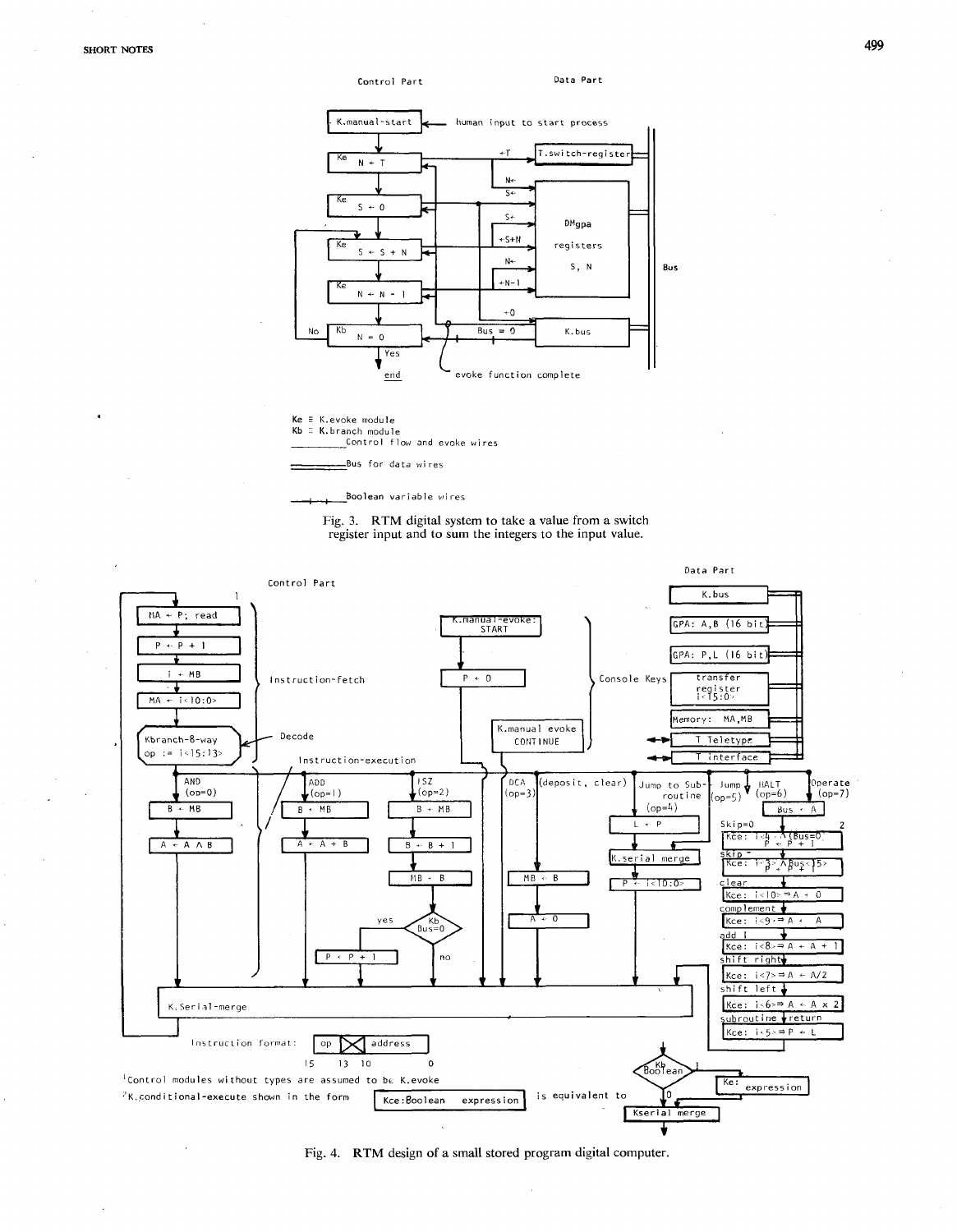Ke ≡ K.evoke module
Kb ≡ K.branch module
______ Control flow and evoke wires
══════ Bus for data wires
—+—+— Boolean variable wires

Fig. 3. RTM digital system to take a value from a switch register input and to sum the integers to the input value.

Instruction format: | op | ╳ | address |
15 13 10 0

[1]Control modules without types are assumed to be K.evoke

[2]K.conditional-execute shown in the form | Kce:Boolean expression | is equivalent to

Fig. 4. RTM design of a small stored program digital computer.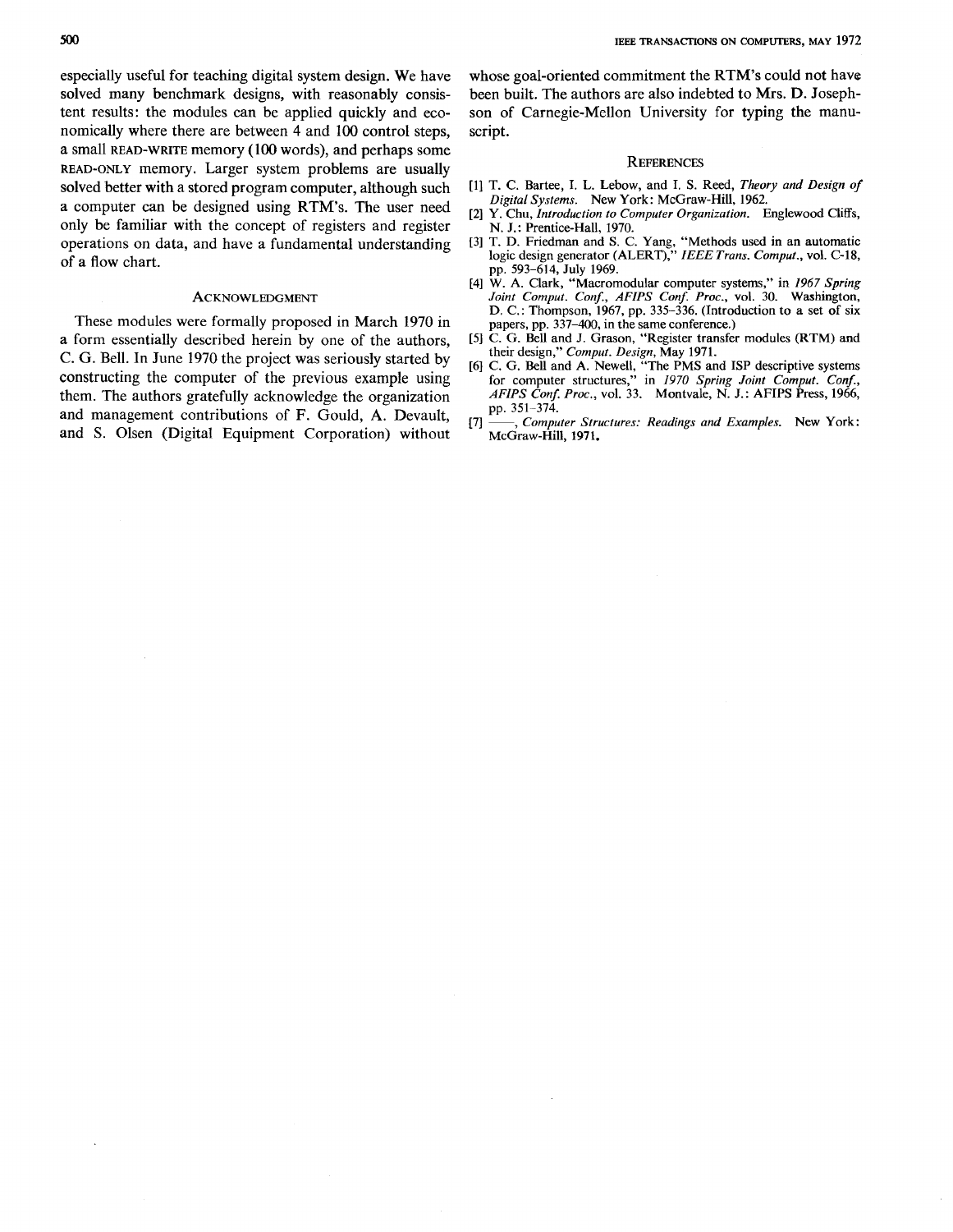especially useful for teaching digital system design. We have solved many benchmark designs, with reasonably consistent results: the modules can be applied quickly and economically where there are between 4 and 100 control steps, a small READ-WRITE memory (100 words), and perhaps some READ-ONLY memory. Larger system problems are usually solved better with a stored program computer, although such a computer can be designed using RTM's. The user need only be familiar with the concept of registers and register operations on data, and have a fundamental understanding of a flow chart.

## ACKNOWLEDGMENT

These modules were formally proposed in March 1970 in a form essentially described herein by one of the authors, C. G. Bell. In June 1970 the project was seriously started by constructing the computer of the previous example using them. The authors gratefully acknowledge the organization and management contributions of F. Gould, A. Devault, and S. Olsen (Digital Equipment Corporation) without whose goal-oriented commitment the RTM's could not have been built. The authors are also indebted to Mrs. D. Josephson of Carnegie-Mellon University for typing the manuscript.

## REFERENCES

[1] T. C. Bartee, I. L. Lebow, and I. S. Reed, *Theory and Design of Digital Systems.* New York: McGraw-Hill, 1962.

[2] Y. Chu, *Introduction to Computer Organization.* Englewood Cliffs, N. J.: Prentice-Hall, 1970.

[3] T. D. Friedman and S. C. Yang, "Methods used in an automatic logic design generator (ALERT)," *IEEE Trans. Comput.*, vol. C-18, pp. 593–614, July 1969.

[4] W. A. Clark, "Macromodular computer systems," in *1967 Spring Joint Comput. Conf., AFIPS Conf. Proc.*, vol. 30. Washington, D. C.: Thompson, 1967, pp. 335–336. (Introduction to a set of six papers, pp. 337–400, in the same conference.)

[5] C. G. Bell and J. Grason, "Register transfer modules (RTM) and their design," *Comput. Design*, May 1971.

[6] C. G. Bell and A. Newell, "The PMS and ISP descriptive systems for computer structures," in *1970 Spring Joint Comput. Conf., AFIPS Conf. Proc.*, vol. 33. Montvale, N. J.: AFIPS Press, 1966, pp. 351–374.

[7] ——, *Computer Structures: Readings and Examples.* New York: McGraw-Hill, 1971.